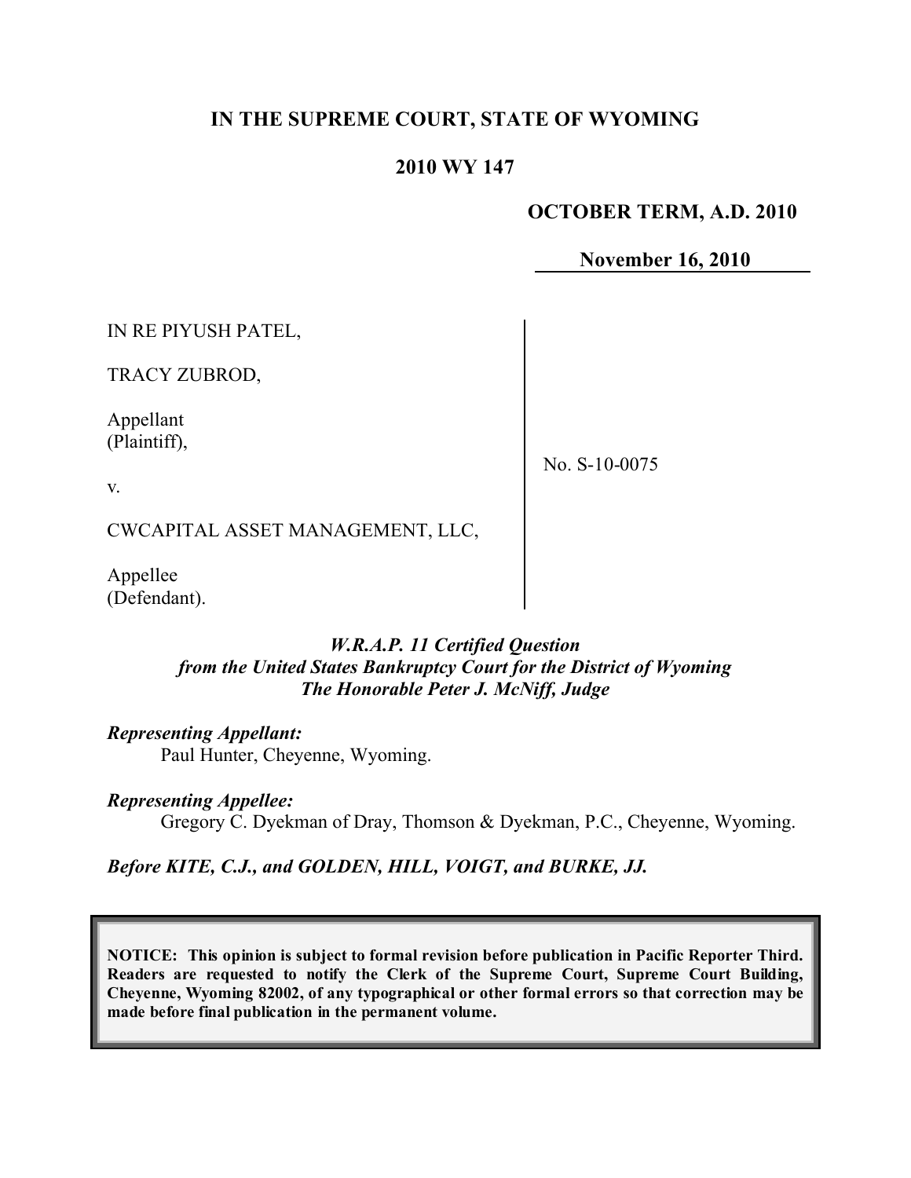# IN THE SUPREME COURT, STATE OF WYOMING

## 2010 WY 147

**OCTOBER TERM, A.D. 2010**

**November 16, 2010**

| | |
|---|---|
| IN RE PIYUSH PATEL,<br><br>TRACY ZUBROD,<br><br>Appellant<br>(Plaintiff),<br><br>v.<br><br>CWCAPITAL ASSET MANAGEMENT, LLC,<br><br>Appellee<br>(Defendant). | No. S-10-0075 |

***W.R.A.P. 11 Certified Question***
***from the United States Bankruptcy Court for the District of Wyoming***
***The Honorable Peter J. McNiff, Judge***

***Representing Appellant:***
Paul Hunter, Cheyenne, Wyoming.

***Representing Appellee:***
Gregory C. Dyekman of Dray, Thomson & Dyekman, P.C., Cheyenne, Wyoming.

***Before KITE, C.J., and GOLDEN, HILL, VOIGT, and BURKE, JJ.***

**NOTICE: This opinion is subject to formal revision before publication in Pacific Reporter Third. Readers are requested to notify the Clerk of the Supreme Court, Supreme Court Building, Cheyenne, Wyoming 82002, of any typographical or other formal errors so that correction may be made before final publication in the permanent volume.**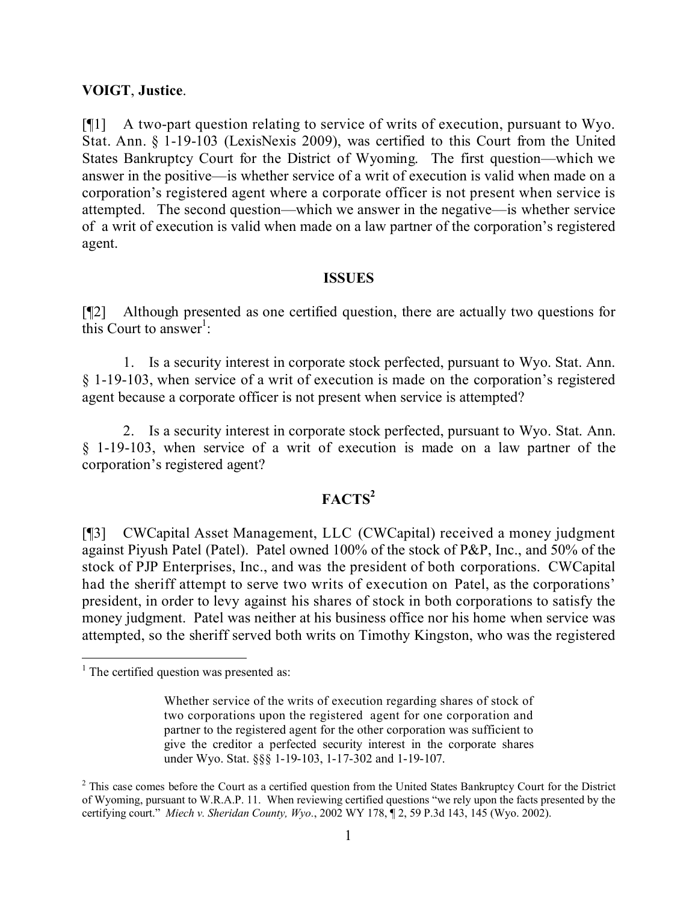**VOIGT**, **Justice**.

[¶1] A two-part question relating to service of writs of execution, pursuant to Wyo. Stat. Ann. § 1-19-103 (LexisNexis 2009), was certified to this Court from the United States Bankruptcy Court for the District of Wyoming. The first question—which we answer in the positive—is whether service of a writ of execution is valid when made on a corporation's registered agent where a corporate officer is not present when service is attempted. The second question—which we answer in the negative—is whether service of a writ of execution is valid when made on a law partner of the corporation's registered agent.

## ISSUES

[¶2] Although presented as one certified question, there are actually two questions for this Court to answer[1]:

1. Is a security interest in corporate stock perfected, pursuant to Wyo. Stat. Ann. § 1-19-103, when service of a writ of execution is made on the corporation's registered agent because a corporate officer is not present when service is attempted?

2. Is a security interest in corporate stock perfected, pursuant to Wyo. Stat. Ann. § 1-19-103, when service of a writ of execution is made on a law partner of the corporation's registered agent?

## FACTS[2]

[¶3] CWCapital Asset Management, LLC (CWCapital) received a money judgment against Piyush Patel (Patel). Patel owned 100% of the stock of P&P, Inc., and 50% of the stock of PJP Enterprises, Inc., and was the president of both corporations. CWCapital had the sheriff attempt to serve two writs of execution on Patel, as the corporations' president, in order to levy against his shares of stock in both corporations to satisfy the money judgment. Patel was neither at his business office nor his home when service was attempted, so the sheriff served both writs on Timothy Kingston, who was the registered

---

[1] The certified question was presented as:

> Whether service of the writs of execution regarding shares of stock of two corporations upon the registered agent for one corporation and partner to the registered agent for the other corporation was sufficient to give the creditor a perfected security interest in the corporate shares under Wyo. Stat. §§§ 1-19-103, 1-17-302 and 1-19-107.

[2] This case comes before the Court as a certified question from the United States Bankruptcy Court for the District of Wyoming, pursuant to W.R.A.P. 11. When reviewing certified questions "we rely upon the facts presented by the certifying court." *Miech v. Sheridan County, Wyo.*, 2002 WY 178, ¶ 2, 59 P.3d 143, 145 (Wyo. 2002).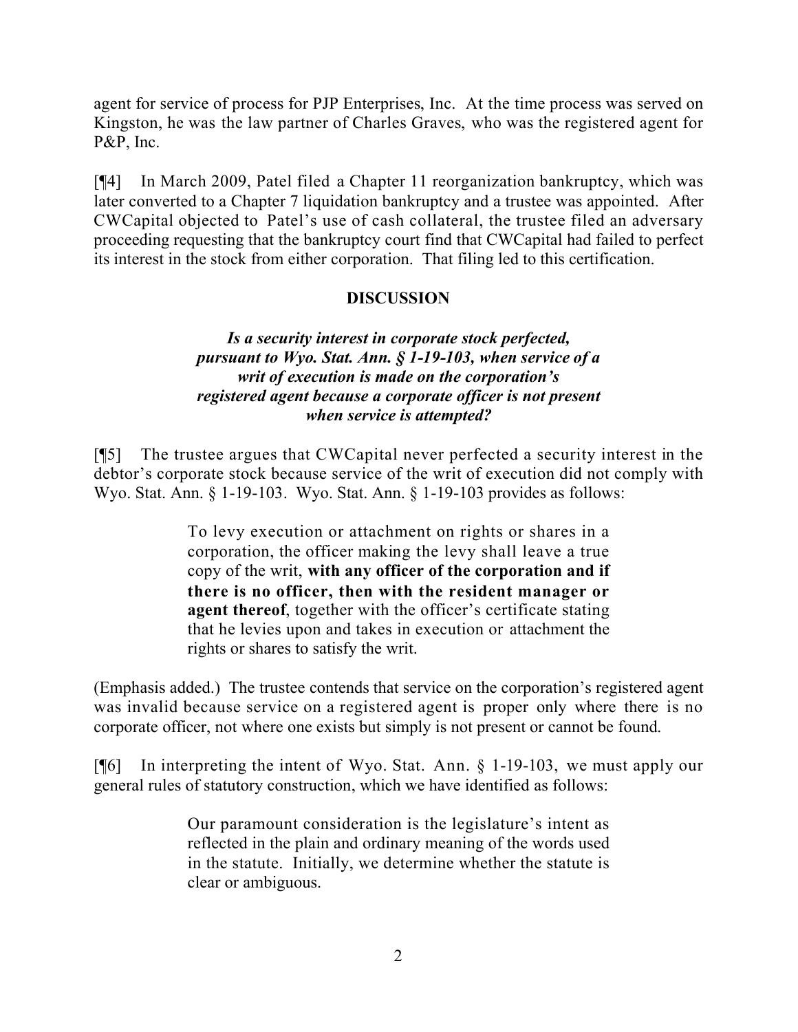agent for service of process for PJP Enterprises, Inc. At the time process was served on Kingston, he was the law partner of Charles Graves, who was the registered agent for P&P, Inc.

[¶4] In March 2009, Patel filed a Chapter 11 reorganization bankruptcy, which was later converted to a Chapter 7 liquidation bankruptcy and a trustee was appointed. After CWCapital objected to Patel's use of cash collateral, the trustee filed an adversary proceeding requesting that the bankruptcy court find that CWCapital had failed to perfect its interest in the stock from either corporation. That filing led to this certification.

## DISCUSSION

***Is a security interest in corporate stock perfected, pursuant to Wyo. Stat. Ann. § 1-19-103, when service of a writ of execution is made on the corporation's registered agent because a corporate officer is not present when service is attempted?***

[¶5] The trustee argues that CWCapital never perfected a security interest in the debtor's corporate stock because service of the writ of execution did not comply with Wyo. Stat. Ann. § 1-19-103. Wyo. Stat. Ann. § 1-19-103 provides as follows:

> To levy execution or attachment on rights or shares in a corporation, the officer making the levy shall leave a true copy of the writ, **with any officer of the corporation and if there is no officer, then with the resident manager or agent thereof**, together with the officer's certificate stating that he levies upon and takes in execution or attachment the rights or shares to satisfy the writ.

(Emphasis added.) The trustee contends that service on the corporation's registered agent was invalid because service on a registered agent is proper only where there is no corporate officer, not where one exists but simply is not present or cannot be found.

[¶6] In interpreting the intent of Wyo. Stat. Ann. § 1-19-103, we must apply our general rules of statutory construction, which we have identified as follows:

> Our paramount consideration is the legislature's intent as reflected in the plain and ordinary meaning of the words used in the statute. Initially, we determine whether the statute is clear or ambiguous.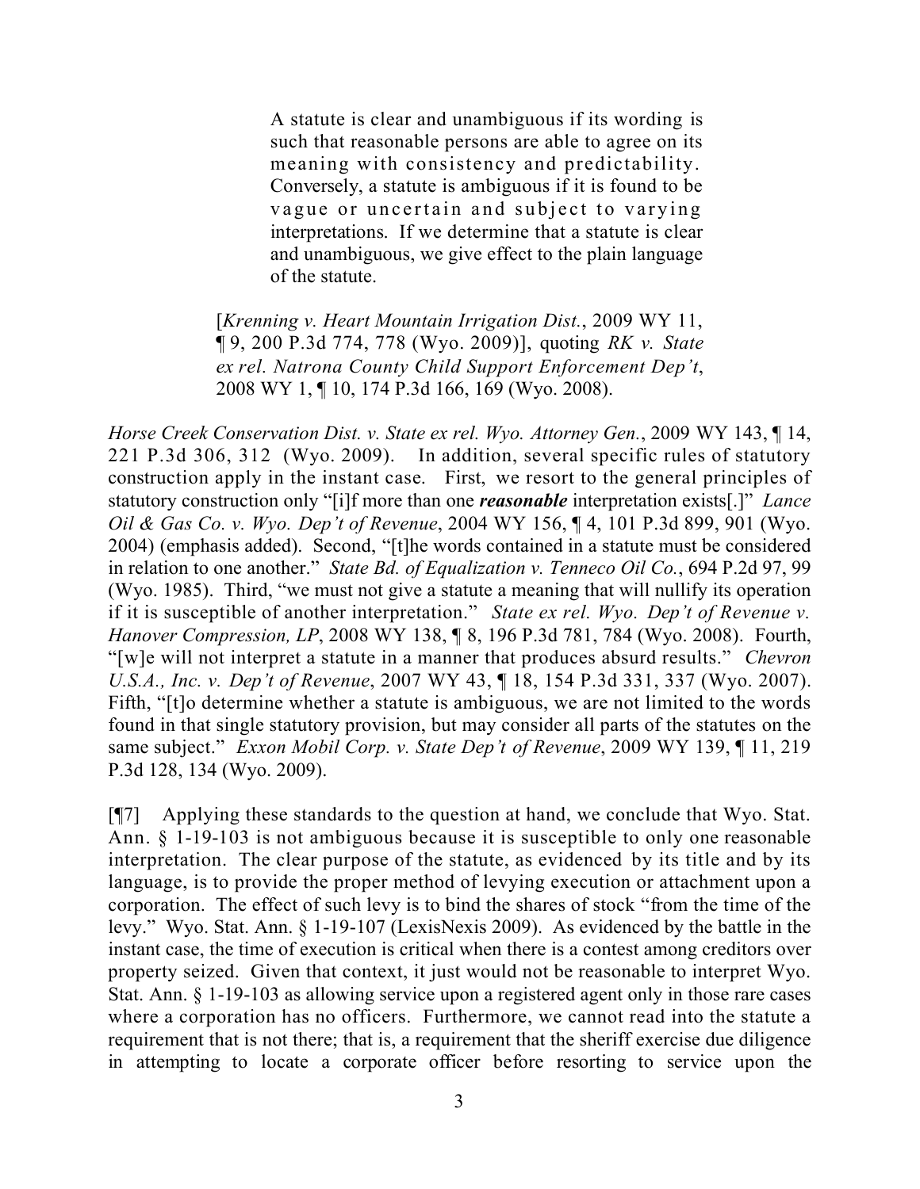> A statute is clear and unambiguous if its wording is such that reasonable persons are able to agree on its meaning with consistency and predictability. Conversely, a statute is ambiguous if it is found to be vague or uncertain and subject to varying interpretations. If we determine that a statute is clear and unambiguous, we give effect to the plain language of the statute.
>
> [*Krenning v. Heart Mountain Irrigation Dist.*, 2009 WY 11, ¶ 9, 200 P.3d 774, 778 (Wyo. 2009)], quoting *RK v. State ex rel. Natrona County Child Support Enforcement Dep't*, 2008 WY 1, ¶ 10, 174 P.3d 166, 169 (Wyo. 2008).

*Horse Creek Conservation Dist. v. State ex rel. Wyo. Attorney Gen.*, 2009 WY 143, ¶ 14, 221 P.3d 306, 312 (Wyo. 2009). In addition, several specific rules of statutory construction apply in the instant case. First, we resort to the general principles of statutory construction only "[i]f more than one ***reasonable*** interpretation exists[.]" *Lance Oil & Gas Co. v. Wyo. Dep't of Revenue*, 2004 WY 156, ¶ 4, 101 P.3d 899, 901 (Wyo. 2004) (emphasis added). Second, "[t]he words contained in a statute must be considered in relation to one another." *State Bd. of Equalization v. Tenneco Oil Co.*, 694 P.2d 97, 99 (Wyo. 1985). Third, "we must not give a statute a meaning that will nullify its operation if it is susceptible of another interpretation." *State ex rel. Wyo. Dep't of Revenue v. Hanover Compression, LP*, 2008 WY 138, ¶ 8, 196 P.3d 781, 784 (Wyo. 2008). Fourth, "[w]e will not interpret a statute in a manner that produces absurd results." *Chevron U.S.A., Inc. v. Dep't of Revenue*, 2007 WY 43, ¶ 18, 154 P.3d 331, 337 (Wyo. 2007). Fifth, "[t]o determine whether a statute is ambiguous, we are not limited to the words found in that single statutory provision, but may consider all parts of the statutes on the same subject." *Exxon Mobil Corp. v. State Dep't of Revenue*, 2009 WY 139, ¶ 11, 219 P.3d 128, 134 (Wyo. 2009).

[¶7] Applying these standards to the question at hand, we conclude that Wyo. Stat. Ann. § 1-19-103 is not ambiguous because it is susceptible to only one reasonable interpretation. The clear purpose of the statute, as evidenced by its title and by its language, is to provide the proper method of levying execution or attachment upon a corporation. The effect of such levy is to bind the shares of stock "from the time of the levy." Wyo. Stat. Ann. § 1-19-107 (LexisNexis 2009). As evidenced by the battle in the instant case, the time of execution is critical when there is a contest among creditors over property seized. Given that context, it just would not be reasonable to interpret Wyo. Stat. Ann. § 1-19-103 as allowing service upon a registered agent only in those rare cases where a corporation has no officers. Furthermore, we cannot read into the statute a requirement that is not there; that is, a requirement that the sheriff exercise due diligence in attempting to locate a corporate officer before resorting to service upon the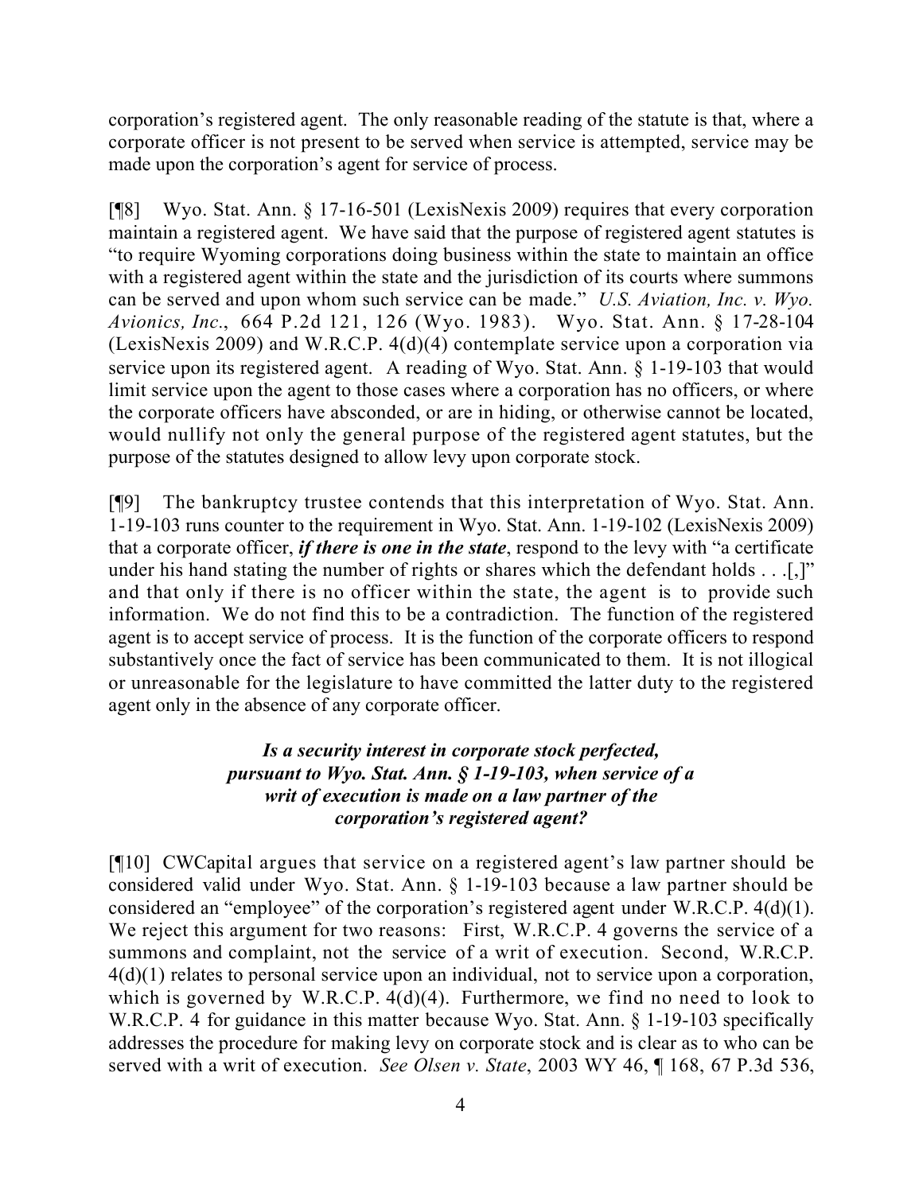corporation's registered agent. The only reasonable reading of the statute is that, where a corporate officer is not present to be served when service is attempted, service may be made upon the corporation's agent for service of process.

[¶8] Wyo. Stat. Ann. § 17-16-501 (LexisNexis 2009) requires that every corporation maintain a registered agent. We have said that the purpose of registered agent statutes is "to require Wyoming corporations doing business within the state to maintain an office with a registered agent within the state and the jurisdiction of its courts where summons can be served and upon whom such service can be made." *U.S. Aviation, Inc. v. Wyo. Avionics, Inc.*, 664 P.2d 121, 126 (Wyo. 1983). Wyo. Stat. Ann. § 17-28-104 (LexisNexis 2009) and W.R.C.P. 4(d)(4) contemplate service upon a corporation via service upon its registered agent. A reading of Wyo. Stat. Ann. § 1-19-103 that would limit service upon the agent to those cases where a corporation has no officers, or where the corporate officers have absconded, or are in hiding, or otherwise cannot be located, would nullify not only the general purpose of the registered agent statutes, but the purpose of the statutes designed to allow levy upon corporate stock.

[¶9] The bankruptcy trustee contends that this interpretation of Wyo. Stat. Ann. 1-19-103 runs counter to the requirement in Wyo. Stat. Ann. 1-19-102 (LexisNexis 2009) that a corporate officer, ***if there is one in the state***, respond to the levy with "a certificate under his hand stating the number of rights or shares which the defendant holds . . .[,]" and that only if there is no officer within the state, the agent is to provide such information. We do not find this to be a contradiction. The function of the registered agent is to accept service of process. It is the function of the corporate officers to respond substantively once the fact of service has been communicated to them. It is not illogical or unreasonable for the legislature to have committed the latter duty to the registered agent only in the absence of any corporate officer.

***Is a security interest in corporate stock perfected, pursuant to Wyo. Stat. Ann. § 1-19-103, when service of a writ of execution is made on a law partner of the corporation's registered agent?***

[¶10] CWCapital argues that service on a registered agent's law partner should be considered valid under Wyo. Stat. Ann. § 1-19-103 because a law partner should be considered an "employee" of the corporation's registered agent under W.R.C.P. 4(d)(1). We reject this argument for two reasons: First, W.R.C.P. 4 governs the service of a summons and complaint, not the service of a writ of execution. Second, W.R.C.P. 4(d)(1) relates to personal service upon an individual, not to service upon a corporation, which is governed by W.R.C.P. 4(d)(4). Furthermore, we find no need to look to W.R.C.P. 4 for guidance in this matter because Wyo. Stat. Ann. § 1-19-103 specifically addresses the procedure for making levy on corporate stock and is clear as to who can be served with a writ of execution. *See Olsen v. State*, 2003 WY 46, ¶ 168, 67 P.3d 536,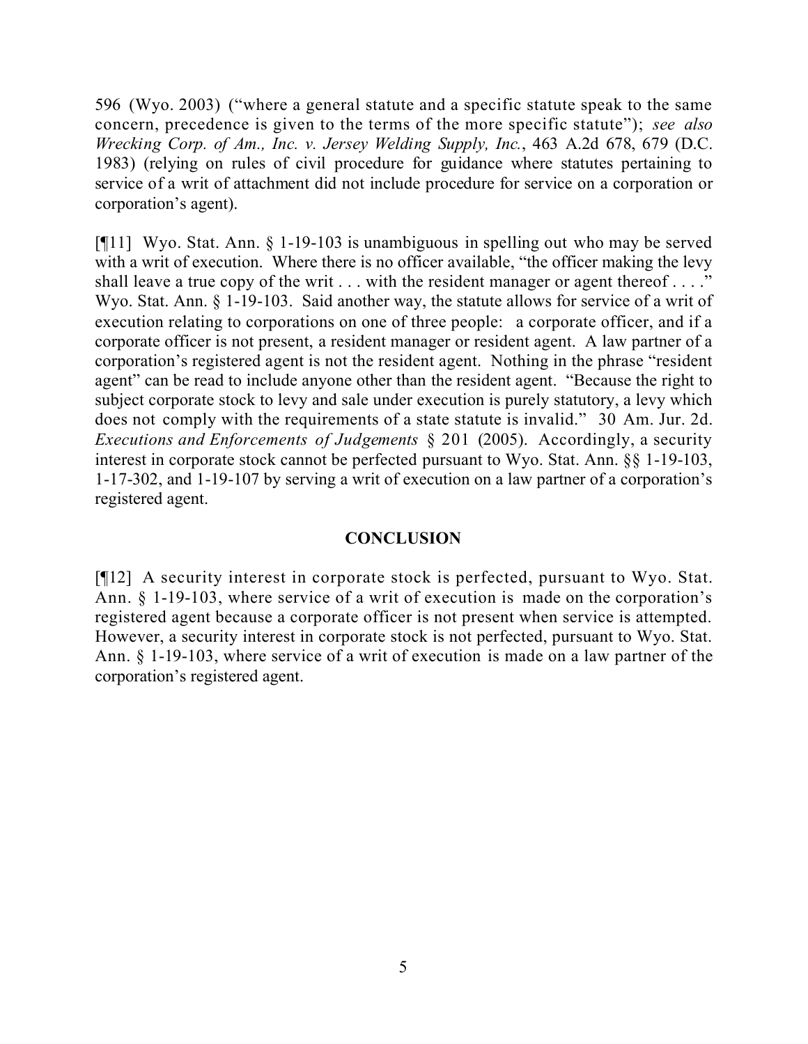596 (Wyo. 2003) ("where a general statute and a specific statute speak to the same concern, precedence is given to the terms of the more specific statute"); *see also Wrecking Corp. of Am., Inc. v. Jersey Welding Supply, Inc.*, 463 A.2d 678, 679 (D.C. 1983) (relying on rules of civil procedure for guidance where statutes pertaining to service of a writ of attachment did not include procedure for service on a corporation or corporation's agent).

[¶11] Wyo. Stat. Ann. § 1-19-103 is unambiguous in spelling out who may be served with a writ of execution. Where there is no officer available, "the officer making the levy shall leave a true copy of the writ . . . with the resident manager or agent thereof . . . ." Wyo. Stat. Ann. § 1-19-103. Said another way, the statute allows for service of a writ of execution relating to corporations on one of three people: a corporate officer, and if a corporate officer is not present, a resident manager or resident agent. A law partner of a corporation's registered agent is not the resident agent. Nothing in the phrase "resident agent" can be read to include anyone other than the resident agent. "Because the right to subject corporate stock to levy and sale under execution is purely statutory, a levy which does not comply with the requirements of a state statute is invalid." 30 Am. Jur. 2d. *Executions and Enforcements of Judgements* § 201 (2005). Accordingly, a security interest in corporate stock cannot be perfected pursuant to Wyo. Stat. Ann. §§ 1-19-103, 1-17-302, and 1-19-107 by serving a writ of execution on a law partner of a corporation's registered agent.

## CONCLUSION

[¶12] A security interest in corporate stock is perfected, pursuant to Wyo. Stat. Ann. § 1-19-103, where service of a writ of execution is made on the corporation's registered agent because a corporate officer is not present when service is attempted. However, a security interest in corporate stock is not perfected, pursuant to Wyo. Stat. Ann. § 1-19-103, where service of a writ of execution is made on a law partner of the corporation's registered agent.